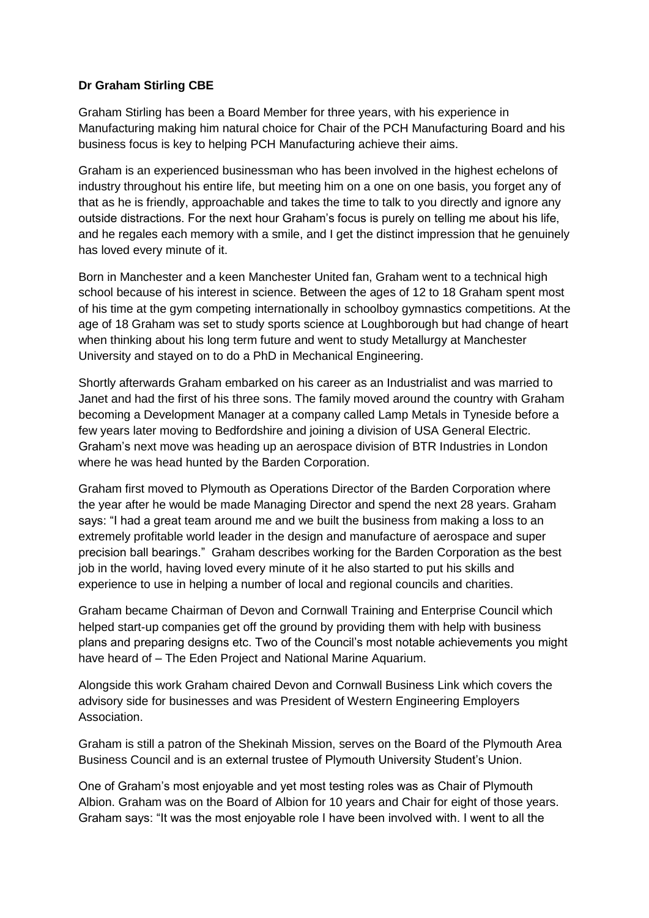**Dr Graham Stirling CBE**

Graham Stirling has been a Board Member for three years, with his experience in Manufacturing making him natural choice for Chair of the PCH Manufacturing Board and his business focus is key to helping PCH Manufacturing achieve their aims.

Graham is an experienced businessman who has been involved in the highest echelons of industry throughout his entire life, but meeting him on a one on one basis, you forget any of that as he is friendly, approachable and takes the time to talk to you directly and ignore any outside distractions. For the next hour Graham's focus is purely on telling me about his life, and he regales each memory with a smile, and I get the distinct impression that he genuinely has loved every minute of it.

Born in Manchester and a keen Manchester United fan, Graham went to a technical high school because of his interest in science. Between the ages of 12 to 18 Graham spent most of his time at the gym competing internationally in schoolboy gymnastics competitions. At the age of 18 Graham was set to study sports science at Loughborough but had change of heart when thinking about his long term future and went to study Metallurgy at Manchester University and stayed on to do a PhD in Mechanical Engineering.

Shortly afterwards Graham embarked on his career as an Industrialist and was married to Janet and had the first of his three sons. The family moved around the country with Graham becoming a Development Manager at a company called Lamp Metals in Tyneside before a few years later moving to Bedfordshire and joining a division of USA General Electric. Graham's next move was heading up an aerospace division of BTR Industries in London where he was head hunted by the Barden Corporation.

Graham first moved to Plymouth as Operations Director of the Barden Corporation where the year after he would be made Managing Director and spend the next 28 years. Graham says: "I had a great team around me and we built the business from making a loss to an extremely profitable world leader in the design and manufacture of aerospace and super precision ball bearings." Graham describes working for the Barden Corporation as the best job in the world, having loved every minute of it he also started to put his skills and experience to use in helping a number of local and regional councils and charities.

Graham became Chairman of Devon and Cornwall Training and Enterprise Council which helped start-up companies get off the ground by providing them with help with business plans and preparing designs etc. Two of the Council's most notable achievements you might have heard of – The Eden Project and National Marine Aquarium.

Alongside this work Graham chaired Devon and Cornwall Business Link which covers the advisory side for businesses and was President of Western Engineering Employers Association.

Graham is still a patron of the Shekinah Mission, serves on the Board of the Plymouth Area Business Council and is an external trustee of Plymouth University Student's Union.

One of Graham's most enjoyable and yet most testing roles was as Chair of Plymouth Albion. Graham was on the Board of Albion for 10 years and Chair for eight of those years. Graham says: "It was the most enjoyable role I have been involved with. I went to all the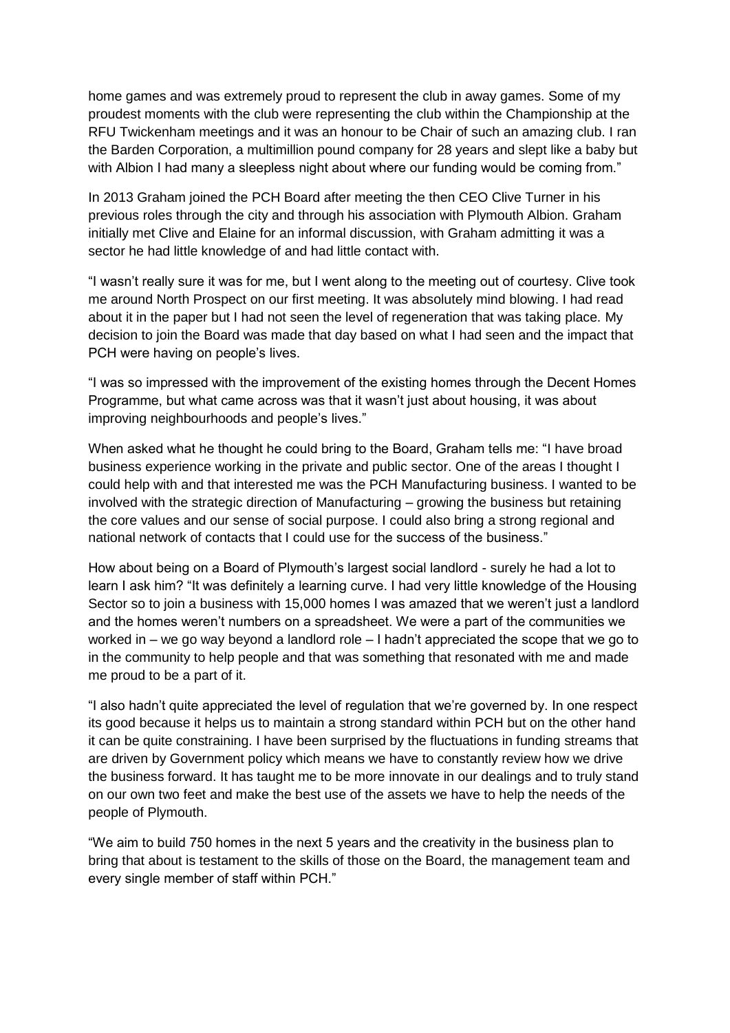home games and was extremely proud to represent the club in away games. Some of my proudest moments with the club were representing the club within the Championship at the RFU Twickenham meetings and it was an honour to be Chair of such an amazing club. I ran the Barden Corporation, a multimillion pound company for 28 years and slept like a baby but with Albion I had many a sleepless night about where our funding would be coming from."

In 2013 Graham joined the PCH Board after meeting the then CEO Clive Turner in his previous roles through the city and through his association with Plymouth Albion. Graham initially met Clive and Elaine for an informal discussion, with Graham admitting it was a sector he had little knowledge of and had little contact with.

"I wasn't really sure it was for me, but I went along to the meeting out of courtesy. Clive took me around North Prospect on our first meeting. It was absolutely mind blowing. I had read about it in the paper but I had not seen the level of regeneration that was taking place. My decision to join the Board was made that day based on what I had seen and the impact that PCH were having on people's lives.

"I was so impressed with the improvement of the existing homes through the Decent Homes Programme, but what came across was that it wasn't just about housing, it was about improving neighbourhoods and people's lives."

When asked what he thought he could bring to the Board, Graham tells me: "I have broad business experience working in the private and public sector. One of the areas I thought I could help with and that interested me was the PCH Manufacturing business. I wanted to be involved with the strategic direction of Manufacturing – growing the business but retaining the core values and our sense of social purpose. I could also bring a strong regional and national network of contacts that I could use for the success of the business."

How about being on a Board of Plymouth's largest social landlord - surely he had a lot to learn I ask him? "It was definitely a learning curve. I had very little knowledge of the Housing Sector so to join a business with 15,000 homes I was amazed that we weren't just a landlord and the homes weren't numbers on a spreadsheet. We were a part of the communities we worked in – we go way beyond a landlord role – I hadn't appreciated the scope that we go to in the community to help people and that was something that resonated with me and made me proud to be a part of it.

"I also hadn't quite appreciated the level of regulation that we're governed by. In one respect its good because it helps us to maintain a strong standard within PCH but on the other hand it can be quite constraining. I have been surprised by the fluctuations in funding streams that are driven by Government policy which means we have to constantly review how we drive the business forward. It has taught me to be more innovate in our dealings and to truly stand on our own two feet and make the best use of the assets we have to help the needs of the people of Plymouth.

"We aim to build 750 homes in the next 5 years and the creativity in the business plan to bring that about is testament to the skills of those on the Board, the management team and every single member of staff within PCH."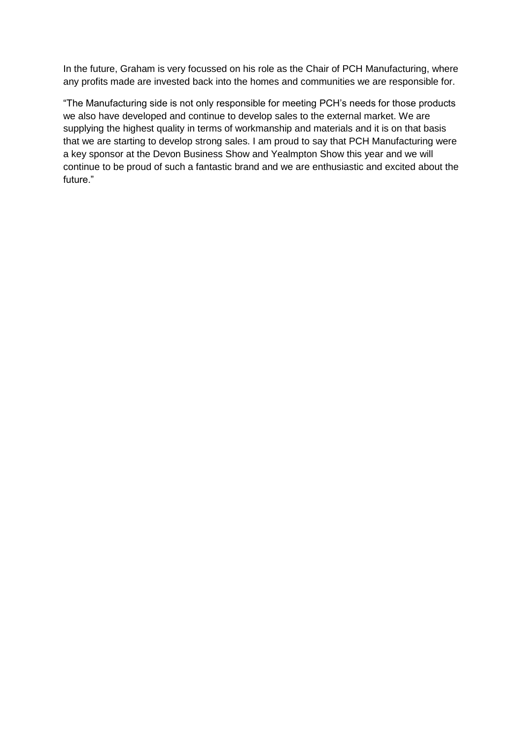In the future, Graham is very focussed on his role as the Chair of PCH Manufacturing, where any profits made are invested back into the homes and communities we are responsible for.

“The Manufacturing side is not only responsible for meeting PCH’s needs for those products we also have developed and continue to develop sales to the external market. We are supplying the highest quality in terms of workmanship and materials and it is on that basis that we are starting to develop strong sales. I am proud to say that PCH Manufacturing were a key sponsor at the Devon Business Show and Yealmpton Show this year and we will continue to be proud of such a fantastic brand and we are enthusiastic and excited about the future.”